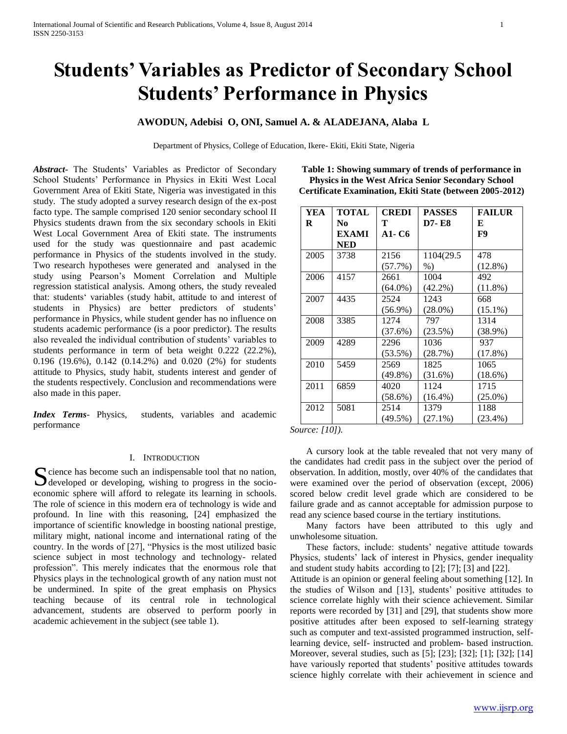# Students' Variables as Predictor of Secondary School Students' Performance in Physics

**AWODUN, Adebisi O, ONI, Samuel A. & ALADEJANA, Alaba L**

Department of Physics, College of Education, Ikere- Ekiti, Ekiti State, Nigeria

***Abstract***- The Students' Variables as Predictor of Secondary School Students' Performance in Physics in Ekiti West Local Government Area of Ekiti State, Nigeria was investigated in this study. The study adopted a survey research design of the ex-post facto type. The sample comprised 120 senior secondary school II Physics students drawn from the six secondary schools in Ekiti West Local Government Area of Ekiti state. The instruments used for the study was questionnaire and past academic performance in Physics of the students involved in the study. Two research hypotheses were generated and analysed in the study using Pearson's Moment Correlation and Multiple regression statistical analysis. Among others, the study revealed that: students' variables (study habit, attitude to and interest of students in Physics) are better predictors of students' performance in Physics, while student gender has no influence on students academic performance (is a poor predictor). The results also revealed the individual contribution of students' variables to students performance in term of beta weight 0.222 (22.2%), 0.196 (19.6%), 0.142 (0.14.2%) and 0.020 (2%) for students attitude to Physics, study habit, students interest and gender of the students respectively. Conclusion and recommendations were also made in this paper.

***Index Terms***- Physics, students, variables and academic performance

## I. Introduction

Science has become such an indispensable tool that no nation, developed or developing, wishing to progress in the socio-economic sphere will afford to relegate its learning in schools. The role of science in this modern era of technology is wide and profound. In line with this reasoning, [24] emphasized the importance of scientific knowledge in boosting national prestige, military might, national income and international rating of the country. In the words of [27], "Physics is the most utilized basic science subject in most technology and technology- related profession". This merely indicates that the enormous role that Physics plays in the technological growth of any nation must not be undermined. In spite of the great emphasis on Physics teaching because of its central role in technological advancement, students are observed to perform poorly in academic achievement in the subject (see table 1).

**Table 1: Showing summary of trends of performance in Physics in the West Africa Senior Secondary School Certificate Examination, Ekiti State (between 2005-2012)**

| YEAR | TOTAL No EXAMINED | CREDIT A1- C6 | PASSES D7- E8 | FAILURE F9 |
|---|---|---|---|---|
| 2005 | 3738 | 2156 (57.7%) | 1104(29.5 %) | 478 (12.8%) |
| 2006 | 4157 | 2661 (64.0%) | 1004 (42.2%) | 492 (11.8%) |
| 2007 | 4435 | 2524 (56.9%) | 1243 (28.0%) | 668 (15.1%) |
| 2008 | 3385 | 1274 (37.6%) | 797 (23.5%) | 1314 (38.9%) |
| 2009 | 4289 | 2296 (53.5%) | 1036 (28.7%) | 937 (17.8%) |
| 2010 | 5459 | 2569 (49.8%) | 1825 (31.6%) | 1065 (18.6%) |
| 2011 | 6859 | 4020 (58.6%) | 1124 (16.4%) | 1715 (25.0%) |
| 2012 | 5081 | 2514 (49.5%) | 1379 (27.1%) | 1188 (23.4%) |

*Source: [10]).*

A cursory look at the table revealed that not very many of the candidates had credit pass in the subject over the period of observation. In addition, mostly, over 40% of the candidates that were examined over the period of observation (except, 2006) scored below credit level grade which are considered to be failure grade and as cannot acceptable for admission purpose to read any science based course in the tertiary institutions.

Many factors have been attributed to this ugly and unwholesome situation.

These factors, include: students' negative attitude towards Physics, students' lack of interest in Physics, gender inequality and student study habits according to [2]; [7]; [3] and [22].

Attitude is an opinion or general feeling about something [12]. In the studies of Wilson and [13], students' positive attitudes to science correlate highly with their science achievement. Similar reports were recorded by [31] and [29], that students show more positive attitudes after been exposed to self-learning strategy such as computer and text-assisted programmed instruction, self-learning device, self- instructed and problem- based instruction. Moreover, several studies, such as [5]; [23]; [32]; [1]; [32]; [14] have variously reported that students' positive attitudes towards science highly correlate with their achievement in science and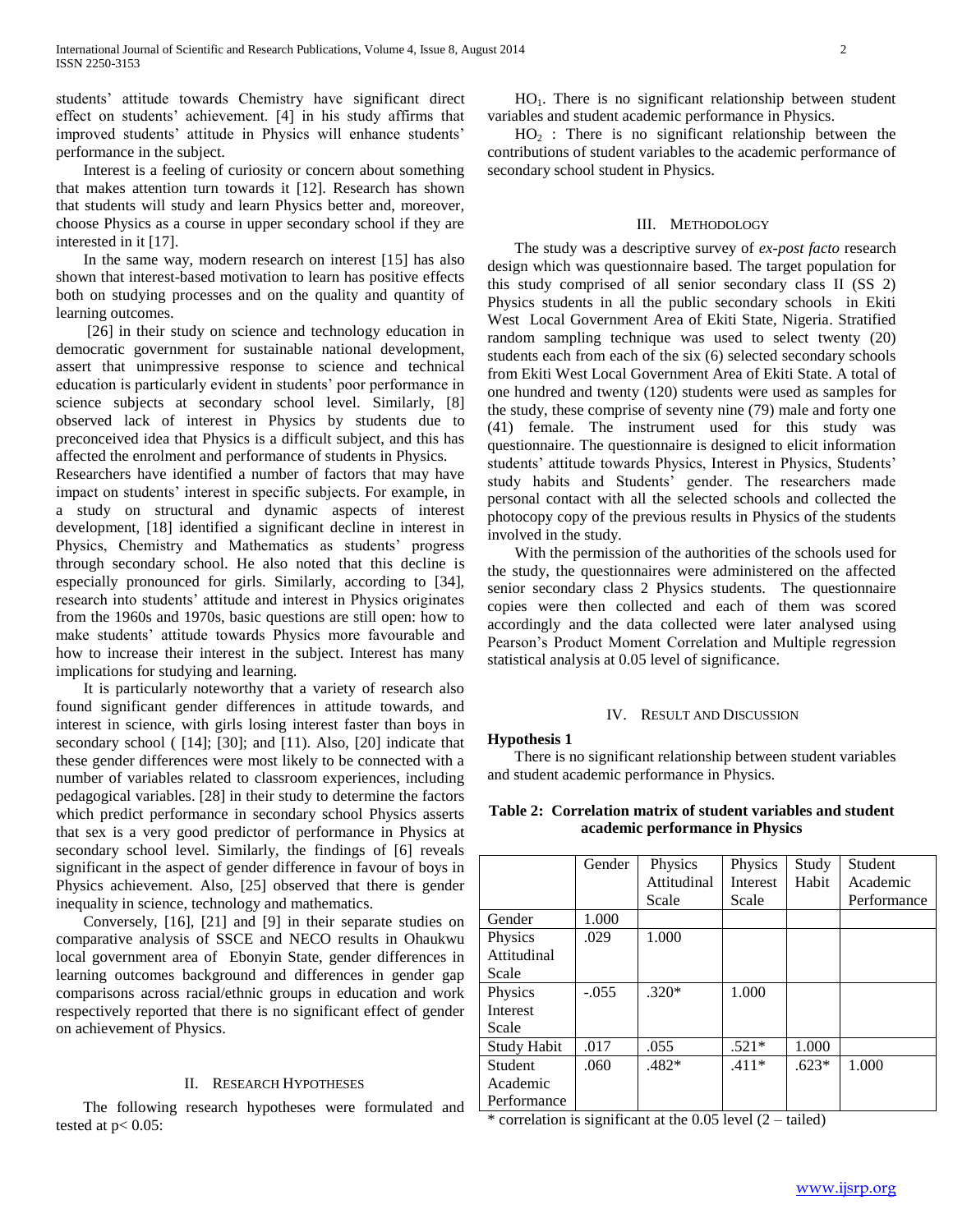students' attitude towards Chemistry have significant direct effect on students' achievement. [4] in his study affirms that improved students' attitude in Physics will enhance students' performance in the subject.

Interest is a feeling of curiosity or concern about something that makes attention turn towards it [12]. Research has shown that students will study and learn Physics better and, moreover, choose Physics as a course in upper secondary school if they are interested in it [17].

In the same way, modern research on interest [15] has also shown that interest-based motivation to learn has positive effects both on studying processes and on the quality and quantity of learning outcomes.

[26] in their study on science and technology education in democratic government for sustainable national development, assert that unimpressive response to science and technical education is particularly evident in students' poor performance in science subjects at secondary school level. Similarly, [8] observed lack of interest in Physics by students due to preconceived idea that Physics is a difficult subject, and this has affected the enrolment and performance of students in Physics.

Researchers have identified a number of factors that may have impact on students' interest in specific subjects. For example, in a study on structural and dynamic aspects of interest development, [18] identified a significant decline in interest in Physics, Chemistry and Mathematics as students' progress through secondary school. He also noted that this decline is especially pronounced for girls. Similarly, according to [34], research into students' attitude and interest in Physics originates from the 1960s and 1970s, basic questions are still open: how to make students' attitude towards Physics more favourable and how to increase their interest in the subject. Interest has many implications for studying and learning.

It is particularly noteworthy that a variety of research also found significant gender differences in attitude towards, and interest in science, with girls losing interest faster than boys in secondary school ( [14]; [30]; and [11). Also, [20] indicate that these gender differences were most likely to be connected with a number of variables related to classroom experiences, including pedagogical variables. [28] in their study to determine the factors which predict performance in secondary school Physics asserts that sex is a very good predictor of performance in Physics at secondary school level. Similarly, the findings of [6] reveals significant in the aspect of gender difference in favour of boys in Physics achievement. Also, [25] observed that there is gender inequality in science, technology and mathematics.

Conversely, [16], [21] and [9] in their separate studies on comparative analysis of SSCE and NECO results in Ohaukwu local government area of Ebonyin State, gender differences in learning outcomes background and differences in gender gap comparisons across racial/ethnic groups in education and work respectively reported that there is no significant effect of gender on achievement of Physics.

## II. Research Hypotheses

The following research hypotheses were formulated and tested at $p < 0.05$:

$HO_1$. There is no significant relationship between student variables and student academic performance in Physics.

$HO_2$ : There is no significant relationship between the contributions of student variables to the academic performance of secondary school student in Physics.

## III. Methodology

The study was a descriptive survey of *ex-post facto* research design which was questionnaire based. The target population for this study comprised of all senior secondary class II (SS 2) Physics students in all the public secondary schools in Ekiti West Local Government Area of Ekiti State, Nigeria. Stratified random sampling technique was used to select twenty (20) students each from each of the six (6) selected secondary schools from Ekiti West Local Government Area of Ekiti State. A total of one hundred and twenty (120) students were used as samples for the study, these comprise of seventy nine (79) male and forty one (41) female. The instrument used for this study was questionnaire. The questionnaire is designed to elicit information students' attitude towards Physics, Interest in Physics, Students' study habits and Students' gender. The researchers made personal contact with all the selected schools and collected the photocopy copy of the previous results in Physics of the students involved in the study.

With the permission of the authorities of the schools used for the study, the questionnaires were administered on the affected senior secondary class 2 Physics students. The questionnaire copies were then collected and each of them was scored accordingly and the data collected were later analysed using Pearson's Product Moment Correlation and Multiple regression statistical analysis at 0.05 level of significance.

## IV. Result and Discussion

**Hypothesis 1**

There is no significant relationship between student variables and student academic performance in Physics.

**Table 2: Correlation matrix of student variables and student academic performance in Physics**

| | Gender | Physics Attitudinal Scale | Physics Interest Scale | Study Habit | Student Academic Performance |
|---|---|---|---|---|---|
| Gender | 1.000 | | | | |
| Physics Attitudinal Scale | .029 | 1.000 | | | |
| Physics Interest Scale | -.055 | .320* | 1.000 | | |
| Study Habit | .017 | .055 | .521* | 1.000 | |
| Student Academic Performance | .060 | .482* | .411* | .623* | 1.000 |

\* correlation is significant at the 0.05 level (2 – tailed)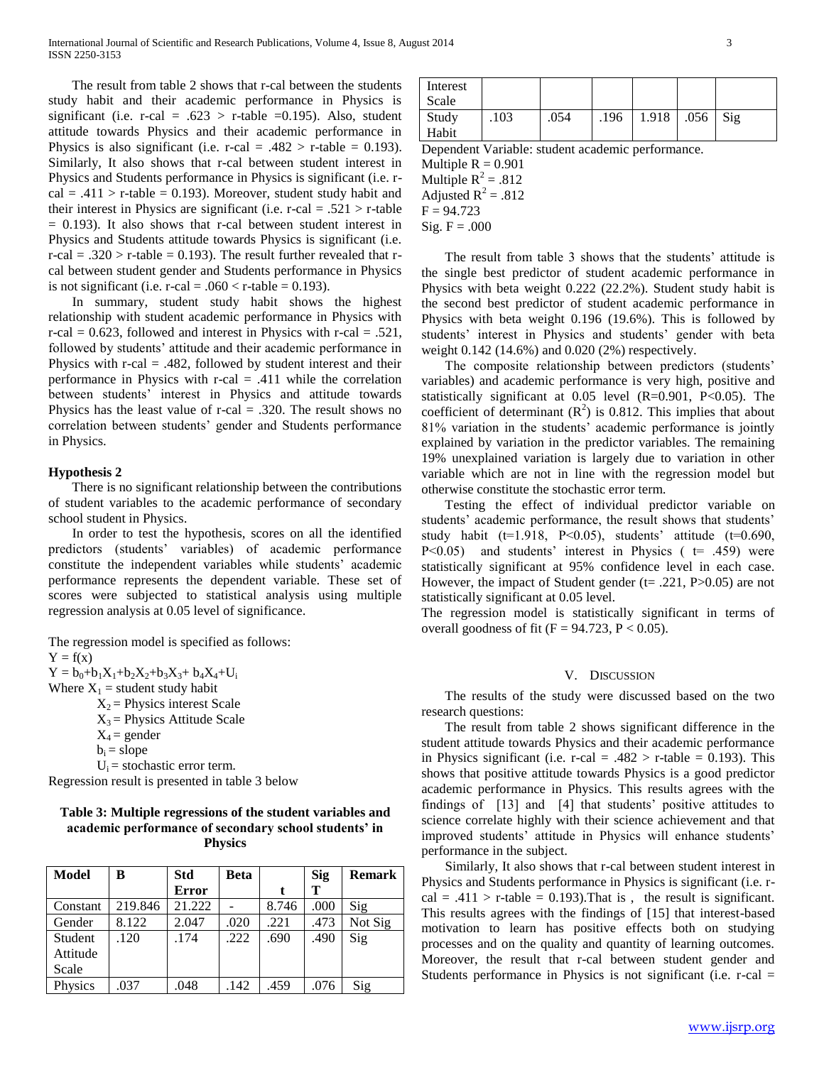The result from table 2 shows that r-cal between the students study habit and their academic performance in Physics is significant (i.e. r-cal = .623 > r-table =0.195). Also, student attitude towards Physics and their academic performance in Physics is also significant (i.e. r-cal = .482 > r-table = 0.193). Similarly, It also shows that r-cal between student interest in Physics and Students performance in Physics is significant (i.e. r-cal = .411 > r-table = 0.193). Moreover, student study habit and their interest in Physics are significant (i.e. r-cal = .521 > r-table = 0.193). It also shows that r-cal between student interest in Physics and Students attitude towards Physics is significant (i.e. r-cal = .320 > r-table = 0.193). The result further revealed that r-cal between student gender and Students performance in Physics is not significant (i.e. r-cal = .060 < r-table = 0.193).

In summary, student study habit shows the highest relationship with student academic performance in Physics with r-cal = 0.623, followed and interest in Physics with r-cal = .521, followed by students' attitude and their academic performance in Physics with r-cal = .482, followed by student interest and their performance in Physics with r-cal = .411 while the correlation between students' interest in Physics and attitude towards Physics has the least value of r-cal = .320. The result shows no correlation between students' gender and Students performance in Physics.

#### Hypothesis 2

There is no significant relationship between the contributions of student variables to the academic performance of secondary school student in Physics.

In order to test the hypothesis, scores on all the identified predictors (students' variables) of academic performance constitute the independent variables while students' academic performance represents the dependent variable. These set of scores were subjected to statistical analysis using multiple regression analysis at 0.05 level of significance.

The regression model is specified as follows:

$Y = f(x)$

$Y = b_0+b_1X_1+b_2X_2+b_3X_3+ b_4X_4+U_i$

Where $X_1$ = student study habit

$X_2$ = Physics interest Scale

$X_3$ = Physics Attitude Scale

$X_4$ = gender

$b_i$ = slope

$U_i$ = stochastic error term.

Regression result is presented in table 3 below

**Table 3: Multiple regressions of the student variables and academic performance of secondary school students' in Physics**

| Model | B | Std Error | Beta | t | Sig T | Remark |
|---|---|---|---|---|---|---|
| Constant | 219.846 | 21.222 | - | 8.746 | .000 | Sig |
| Gender | 8.122 | 2.047 | .020 | .221 | .473 | Not Sig |
| Student Attitude Scale | .120 | .174 | .222 | .690 | .490 | Sig |
| Physics Interest Scale | .037 | .048 | .142 | .459 | .076 | Sig |
| Study Habit | .103 | .054 | .196 | 1.918 | .056 | Sig |

Dependent Variable: student academic performance.

Multiple R = 0.901

Multiple $R^2$ = .812

Adjusted $R^2$ = .812

F = 94.723

Sig. F = .000

The result from table 3 shows that the students' attitude is the single best predictor of student academic performance in Physics with beta weight 0.222 (22.2%). Student study habit is the second best predictor of student academic performance in Physics with beta weight 0.196 (19.6%). This is followed by students' interest in Physics and students' gender with beta weight 0.142 (14.6%) and 0.020 (2%) respectively.

The composite relationship between predictors (students' variables) and academic performance is very high, positive and statistically significant at 0.05 level (R=0.901, P<0.05). The coefficient of determinant ($R^2$) is 0.812. This implies that about 81% variation in the students' academic performance is jointly explained by variation in the predictor variables. The remaining 19% unexplained variation is largely due to variation in other variable which are not in line with the regression model but otherwise constitute the stochastic error term.

Testing the effect of individual predictor variable on students' academic performance, the result shows that students' study habit (t=1.918, P<0.05), students' attitude (t=0.690, P<0.05) and students' interest in Physics ( t= .459) were statistically significant at 95% confidence level in each case. However, the impact of Student gender (t= .221, P>0.05) are not statistically significant at 0.05 level.

The regression model is statistically significant in terms of overall goodness of fit (F = 94.723, P < 0.05).

## V. Discussion

The results of the study were discussed based on the two research questions:

The result from table 2 shows significant difference in the student attitude towards Physics and their academic performance in Physics significant (i.e. r-cal = .482 > r-table = 0.193). This shows that positive attitude towards Physics is a good predictor academic performance in Physics. This results agrees with the findings of [13] and [4] that students' positive attitudes to science correlate highly with their science achievement and that improved students' attitude in Physics will enhance students' performance in the subject.

Similarly, It also shows that r-cal between student interest in Physics and Students performance in Physics is significant (i.e. r-cal = .411 > r-table = 0.193).That is , the result is significant. This results agrees with the findings of [15] that interest-based motivation to learn has positive effects both on studying processes and on the quality and quantity of learning outcomes. Moreover, the result that r-cal between student gender and Students performance in Physics is not significant (i.e. r-cal =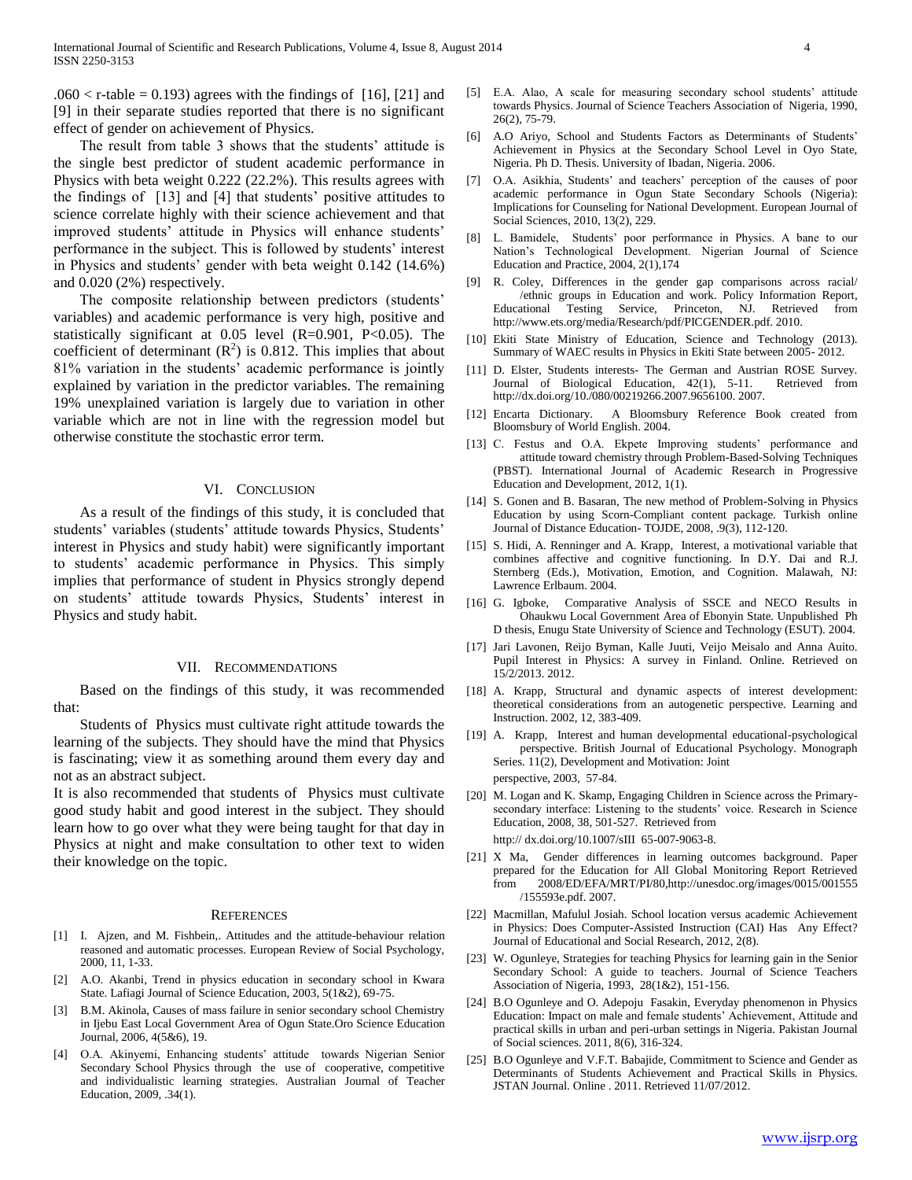.060 < r-table = 0.193) agrees with the findings of [16], [21] and [9] in their separate studies reported that there is no significant effect of gender on achievement of Physics.

The result from table 3 shows that the students' attitude is the single best predictor of student academic performance in Physics with beta weight 0.222 (22.2%). This results agrees with the findings of [13] and [4] that students' positive attitudes to science correlate highly with their science achievement and that improved students' attitude in Physics will enhance students' performance in the subject. This is followed by students' interest in Physics and students' gender with beta weight 0.142 (14.6%) and 0.020 (2%) respectively.

The composite relationship between predictors (students' variables) and academic performance is very high, positive and statistically significant at 0.05 level ($R=0.901$, $P<0.05$). The coefficient of determinant ($R^2$) is 0.812. This implies that about 81% variation in the students' academic performance is jointly explained by variation in the predictor variables. The remaining 19% unexplained variation is largely due to variation in other variable which are not in line with the regression model but otherwise constitute the stochastic error term.

## VI. Conclusion

As a result of the findings of this study, it is concluded that students' variables (students' attitude towards Physics, Students' interest in Physics and study habit) were significantly important to students' academic performance in Physics. This simply implies that performance of student in Physics strongly depend on students' attitude towards Physics, Students' interest in Physics and study habit.

## VII. Recommendations

Based on the findings of this study, it was recommended that:

Students of Physics must cultivate right attitude towards the learning of the subjects. They should have the mind that Physics is fascinating; view it as something around them every day and not as an abstract subject.

It is also recommended that students of Physics must cultivate good study habit and good interest in the subject. They should learn how to go over what they were being taught for that day in Physics at night and make consultation to other text to widen their knowledge on the topic.

## References

[1] I. Ajzen, and M. Fishbein,. Attitudes and the attitude-behaviour relation reasoned and automatic processes. European Review of Social Psychology, 2000, 11, 1-33.

[2] A.O. Akanbi, Trend in physics education in secondary school in Kwara State. Lafiagi Journal of Science Education, 2003, 5(1&2), 69-75.

[3] B.M. Akinola, Causes of mass failure in senior secondary school Chemistry in Ijebu East Local Government Area of Ogun State.Oro Science Education Journal, 2006, 4(5&6), 19.

[4] O.A. Akinyemi, Enhancing students' attitude towards Nigerian Senior Secondary School Physics through the use of cooperative, competitive and individualistic learning strategies. Australian Journal of Teacher Education, 2009, .34(1).

[5] E.A. Alao, A scale for measuring secondary school students' attitude towards Physics. Journal of Science Teachers Association of Nigeria, 1990, 26(2), 75-79.

[6] A.O Ariyo, School and Students Factors as Determinants of Students' Achievement in Physics at the Secondary School Level in Oyo State, Nigeria. Ph D. Thesis. University of Ibadan, Nigeria. 2006.

[7] O.A. Asikhia, Students' and teachers' perception of the causes of poor academic performance in Ogun State Secondary Schools (Nigeria): Implications for Counseling for National Development. European Journal of Social Sciences, 2010, 13(2), 229.

[8] L. Bamidele, Students' poor performance in Physics. A bane to our Nation's Technological Development. Nigerian Journal of Science Education and Practice, 2004, 2(1),174

[9] R. Coley, Differences in the gender gap comparisons across racial/ /ethnic groups in Education and work. Policy Information Report, Educational Testing Service, Princeton, NJ. Retrieved from http://www.ets.org/media/Research/pdf/PICGENDER.pdf. 2010.

[10] Ekiti State Ministry of Education, Science and Technology (2013). Summary of WAEC results in Physics in Ekiti State between 2005- 2012.

[11] D. Elster, Students interests- The German and Austrian ROSE Survey. Journal of Biological Education, 42(1), 5-11. Retrieved from http://dx.doi.org/10./080/00219266.2007.9656100. 2007.

[12] Encarta Dictionary. A Bloomsbury Reference Book created from Bloomsbury of World English. 2004.

[13] C. Festus and O.A. Ekpete Improving students' performance and attitude toward chemistry through Problem-Based-Solving Techniques (PBST). International Journal of Academic Research in Progressive Education and Development, 2012, 1(1).

[14] S. Gonen and B. Basaran, The new method of Problem-Solving in Physics Education by using Scorn-Compliant content package. Turkish online Journal of Distance Education- TOJDE, 2008, .9(3), 112-120.

[15] S. Hidi, A. Renninger and A. Krapp, Interest, a motivational variable that combines affective and cognitive functioning. In D.Y. Dai and R.J. Sternberg (Eds.), Motivation, Emotion, and Cognition. Malawah, NJ: Lawrence Erlbaum. 2004.

[16] G. Igboke, Comparative Analysis of SSCE and NECO Results in Ohaukwu Local Government Area of Ebonyin State. Unpublished Ph D thesis, Enugu State University of Science and Technology (ESUT). 2004.

[17] Jari Lavonen, Reijo Byman, Kalle Juuti, Veijo Meisalo and Anna Auito. Pupil Interest in Physics: A survey in Finland. Online. Retrieved on 15/2/2013. 2012.

[18] A. Krapp, Structural and dynamic aspects of interest development: theoretical considerations from an autogenetic perspective. Learning and Instruction. 2002, 12, 383-409.

[19] A. Krapp, Interest and human developmental educational-psychological perspective. British Journal of Educational Psychology. Monograph Series. 11(2), Development and Motivation: Joint perspective, 2003, 57-84.

[20] M. Logan and K. Skamp, Engaging Children in Science across the Primary-secondary interface: Listening to the students' voice. Research in Science Education, 2008, 38, 501-527. Retrieved from http:// dx.doi.org/10.1007/sIII 65-007-9063-8.

[21] X Ma, Gender differences in learning outcomes background. Paper prepared for the Education for All Global Monitoring Report Retrieved from 2008/ED/EFA/MRT/PI/80,http://unesdoc.org/images/0015/001555 /155593e.pdf. 2007.

[22] Macmillan, Mafulul Josiah. School location versus academic Achievement in Physics: Does Computer-Assisted Instruction (CAI) Has Any Effect? Journal of Educational and Social Research, 2012, 2(8).

[23] W. Ogunleye, Strategies for teaching Physics for learning gain in the Senior Secondary School: A guide to teachers. Journal of Science Teachers Association of Nigeria, 1993, 28(1&2), 151-156.

[24] B.O Ogunleye and O. Adepoju Fasakin, Everyday phenomenon in Physics Education: Impact on male and female students' Achievement, Attitude and practical skills in urban and peri-urban settings in Nigeria. Pakistan Journal of Social sciences. 2011, 8(6), 316-324.

[25] B.O Ogunleye and V.F.T. Babajide, Commitment to Science and Gender as Determinants of Students Achievement and Practical Skills in Physics. JSTAN Journal. Online . 2011. Retrieved 11/07/2012.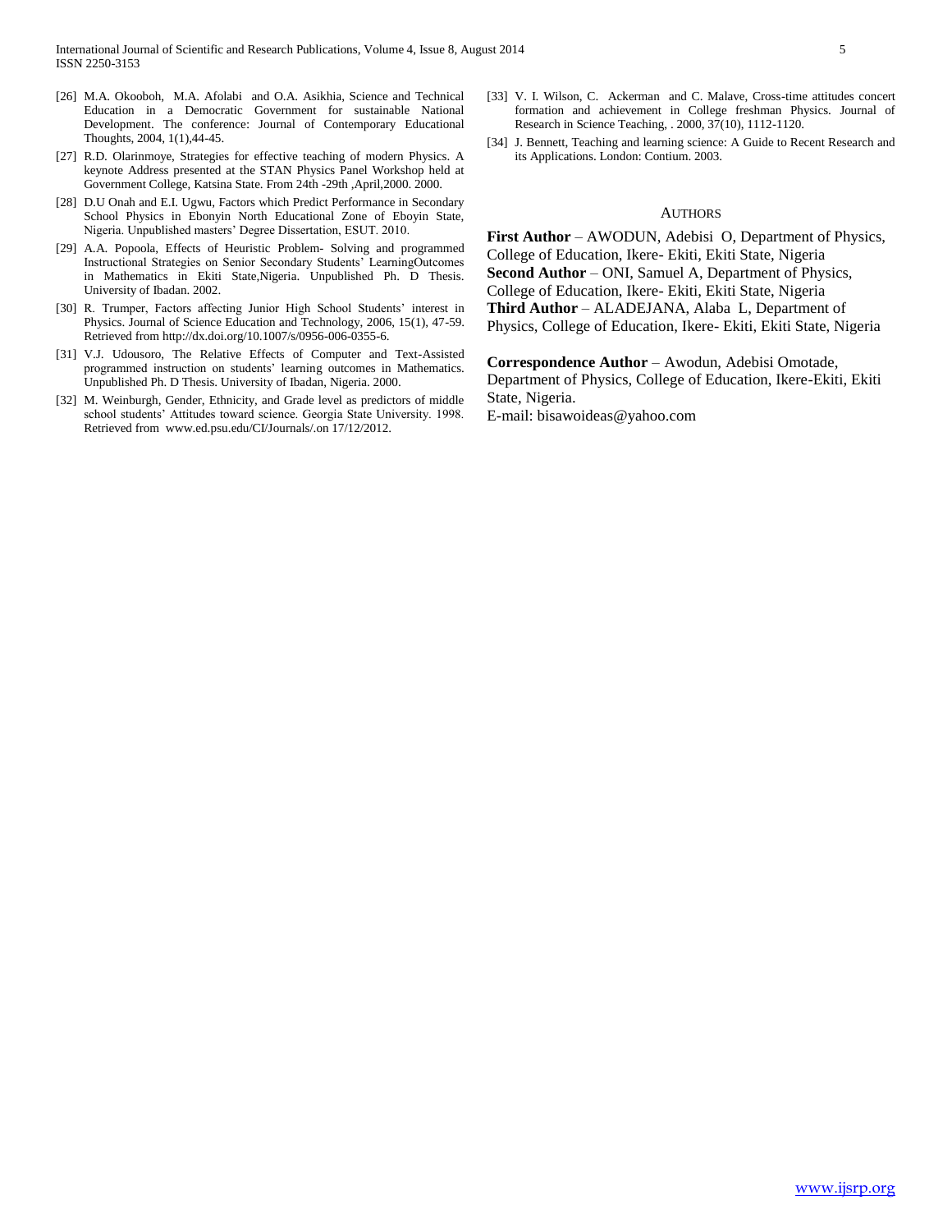[26] M.A. Okooboh, M.A. Afolabi and O.A. Asikhia, Science and Technical Education in a Democratic Government for sustainable National Development. The conference: Journal of Contemporary Educational Thoughts, 2004, 1(1),44-45.

[27] R.D. Olarinmoye, Strategies for effective teaching of modern Physics. A keynote Address presented at the STAN Physics Panel Workshop held at Government College, Katsina State. From 24th -29th ,April,2000. 2000.

[28] D.U Onah and E.I. Ugwu, Factors which Predict Performance in Secondary School Physics in Ebonyin North Educational Zone of Eboyin State, Nigeria. Unpublished masters' Degree Dissertation, ESUT. 2010.

[29] A.A. Popoola, Effects of Heuristic Problem- Solving and programmed Instructional Strategies on Senior Secondary Students' LearningOutcomes in Mathematics in Ekiti State,Nigeria. Unpublished Ph. D Thesis. University of Ibadan. 2002.

[30] R. Trumper, Factors affecting Junior High School Students' interest in Physics. Journal of Science Education and Technology, 2006, 15(1), 47-59. Retrieved from http://dx.doi.org/10.1007/s/0956-006-0355-6.

[31] V.J. Udousoro, The Relative Effects of Computer and Text-Assisted programmed instruction on students' learning outcomes in Mathematics. Unpublished Ph. D Thesis. University of Ibadan, Nigeria. 2000.

[32] M. Weinburgh, Gender, Ethnicity, and Grade level as predictors of middle school students' Attitudes toward science. Georgia State University. 1998. Retrieved from www.ed.psu.edu/CI/Journals/.on 17/12/2012.

[33] V. I. Wilson, C. Ackerman and C. Malave, Cross-time attitudes concert formation and achievement in College freshman Physics. Journal of Research in Science Teaching, . 2000, 37(10), 1112-1120.

[34] J. Bennett, Teaching and learning science: A Guide to Recent Research and its Applications. London: Contium. 2003.

## AUTHORS

**First Author** – AWODUN, Adebisi O, Department of Physics, College of Education, Ikere- Ekiti, Ekiti State, Nigeria
**Second Author** – ONI, Samuel A, Department of Physics, College of Education, Ikere- Ekiti, Ekiti State, Nigeria
**Third Author** – ALADEJANA, Alaba L, Department of Physics, College of Education, Ikere- Ekiti, Ekiti State, Nigeria

**Correspondence Author** – Awodun, Adebisi Omotade, Department of Physics, College of Education, Ikere-Ekiti, Ekiti State, Nigeria.
E-mail: bisawoideas@yahoo.com